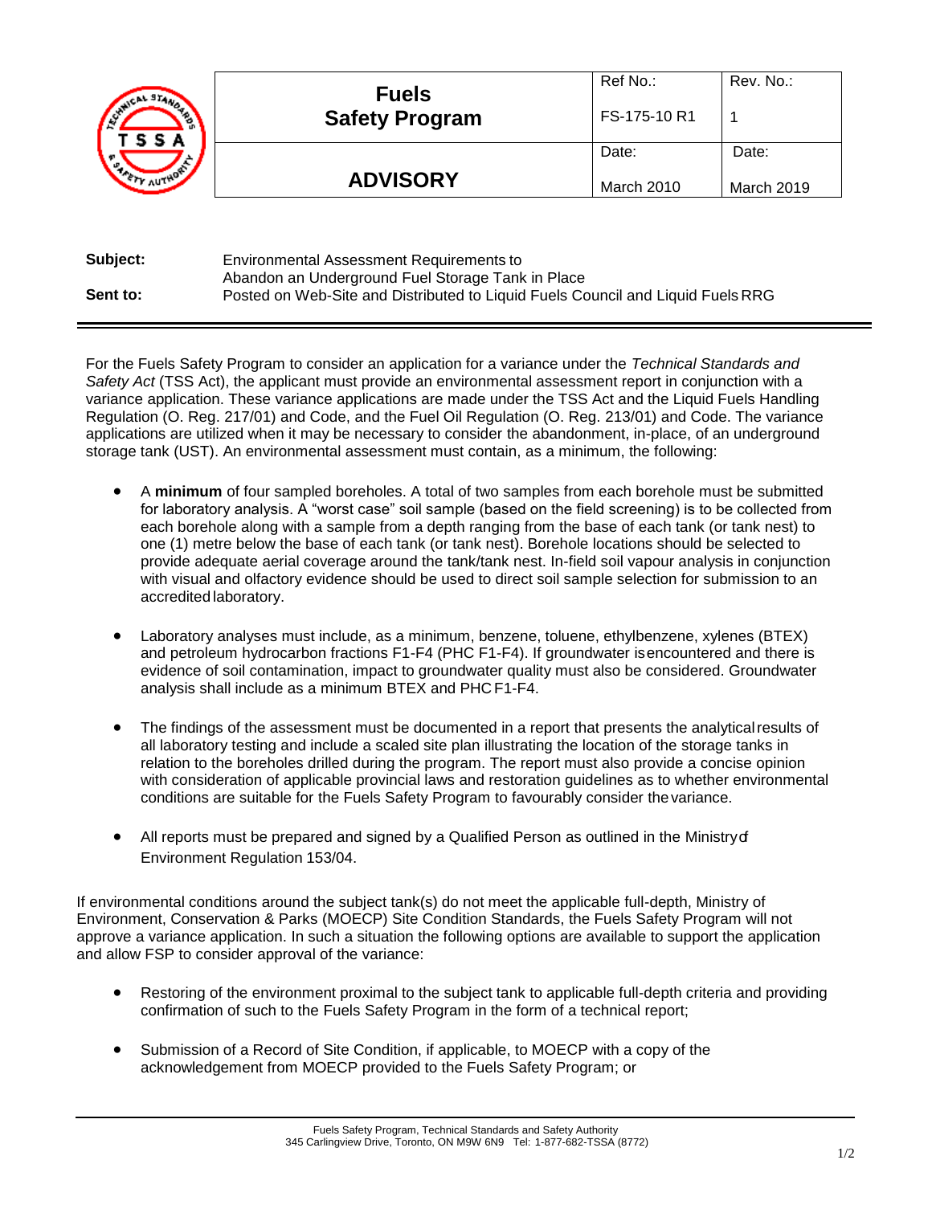| TSSA Technical Standards & Safety Authority | **Fuels Safety Program** | Ref No.: FS-175-10 R1 | Rev. No.: 1 |
|---|---|---|---|
| | **ADVISORY** | Date: March 2010 | Date: March 2019 |

**Subject:** Environmental Assessment Requirements to Abandon an Underground Fuel Storage Tank in Place

**Sent to:** Posted on Web-Site and Distributed to Liquid Fuels Council and Liquid Fuels RRG

---

For the Fuels Safety Program to consider an application for a variance under the *Technical Standards and Safety Act* (TSS Act), the applicant must provide an environmental assessment report in conjunction with a variance application. These variance applications are made under the TSS Act and the Liquid Fuels Handling Regulation (O. Reg. 217/01) and Code, and the Fuel Oil Regulation (O. Reg. 213/01) and Code. The variance applications are utilized when it may be necessary to consider the abandonment, in-place, of an underground storage tank (UST). An environmental assessment must contain, as a minimum, the following:

- A **minimum** of four sampled boreholes. A total of two samples from each borehole must be submitted for laboratory analysis. A "worst case" soil sample (based on the field screening) is to be collected from each borehole along with a sample from a depth ranging from the base of each tank (or tank nest) to one (1) metre below the base of each tank (or tank nest). Borehole locations should be selected to provide adequate aerial coverage around the tank/tank nest. In-field soil vapour analysis in conjunction with visual and olfactory evidence should be used to direct soil sample selection for submission to an accredited laboratory.

- Laboratory analyses must include, as a minimum, benzene, toluene, ethylbenzene, xylenes (BTEX) and petroleum hydrocarbon fractions F1-F4 (PHC F1-F4). If groundwater is encountered and there is evidence of soil contamination, impact to groundwater quality must also be considered. Groundwater analysis shall include as a minimum BTEX and PHC F1-F4.

- The findings of the assessment must be documented in a report that presents the analytical results of all laboratory testing and include a scaled site plan illustrating the location of the storage tanks in relation to the boreholes drilled during the program. The report must also provide a concise opinion with consideration of applicable provincial laws and restoration guidelines as to whether environmental conditions are suitable for the Fuels Safety Program to favourably consider the variance.

- All reports must be prepared and signed by a Qualified Person as outlined in the Ministry of Environment Regulation 153/04.

If environmental conditions around the subject tank(s) do not meet the applicable full-depth, Ministry of Environment, Conservation & Parks (MOECP) Site Condition Standards, the Fuels Safety Program will not approve a variance application. In such a situation the following options are available to support the application and allow FSP to consider approval of the variance:

- Restoring of the environment proximal to the subject tank to applicable full-depth criteria and providing confirmation of such to the Fuels Safety Program in the form of a technical report;

- Submission of a Record of Site Condition, if applicable, to MOECP with a copy of the acknowledgement from MOECP provided to the Fuels Safety Program; or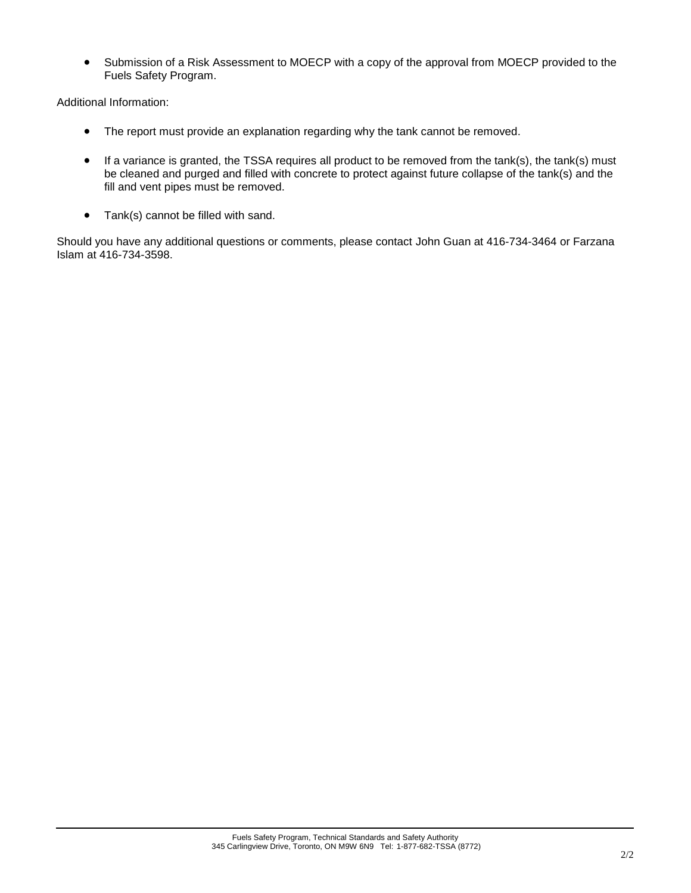- Submission of a Risk Assessment to MOECP with a copy of the approval from MOECP provided to the Fuels Safety Program.

Additional Information:

- The report must provide an explanation regarding why the tank cannot be removed.
- If a variance is granted, the TSSA requires all product to be removed from the tank(s), the tank(s) must be cleaned and purged and filled with concrete to protect against future collapse of the tank(s) and the fill and vent pipes must be removed.
- Tank(s) cannot be filled with sand.

Should you have any additional questions or comments, please contact John Guan at 416-734-3464 or Farzana Islam at 416-734-3598.